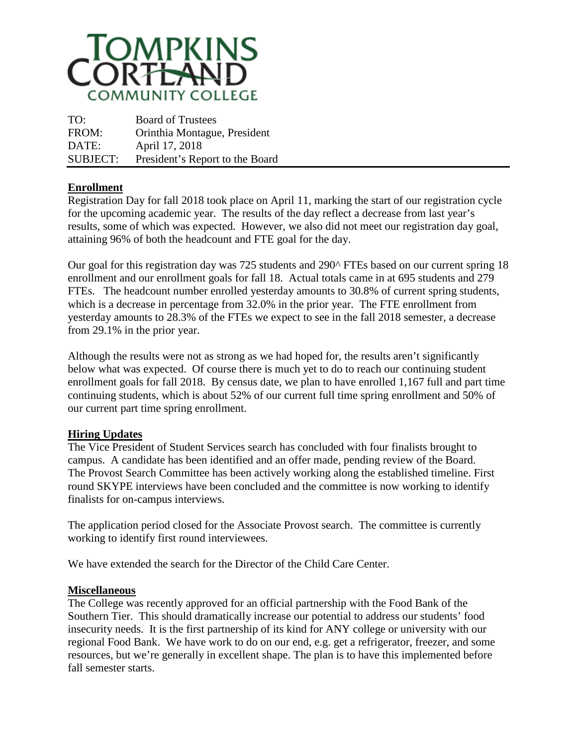TOMPKINS CORTLAND COMMUNITY COLLEGE

| | |
|---|---|
| TO: | Board of Trustees |
| FROM: | Orinthia Montague, President |
| DATE: | April 17, 2018 |
| SUBJECT: | President's Report to the Board |

**Enrollment**

Registration Day for fall 2018 took place on April 11, marking the start of our registration cycle for the upcoming academic year. The results of the day reflect a decrease from last year's results, some of which was expected. However, we also did not meet our registration day goal, attaining 96% of both the headcount and FTE goal for the day.

Our goal for this registration day was 725 students and 290^ FTEs based on our current spring 18 enrollment and our enrollment goals for fall 18. Actual totals came in at 695 students and 279 FTEs. The headcount number enrolled yesterday amounts to 30.8% of current spring students, which is a decrease in percentage from 32.0% in the prior year. The FTE enrollment from yesterday amounts to 28.3% of the FTEs we expect to see in the fall 2018 semester, a decrease from 29.1% in the prior year.

Although the results were not as strong as we had hoped for, the results aren't significantly below what was expected. Of course there is much yet to do to reach our continuing student enrollment goals for fall 2018. By census date, we plan to have enrolled 1,167 full and part time continuing students, which is about 52% of our current full time spring enrollment and 50% of our current part time spring enrollment.

**Hiring Updates**

The Vice President of Student Services search has concluded with four finalists brought to campus. A candidate has been identified and an offer made, pending review of the Board. The Provost Search Committee has been actively working along the established timeline. First round SKYPE interviews have been concluded and the committee is now working to identify finalists for on-campus interviews.

The application period closed for the Associate Provost search. The committee is currently working to identify first round interviewees.

We have extended the search for the Director of the Child Care Center.

**Miscellaneous**

The College was recently approved for an official partnership with the Food Bank of the Southern Tier. This should dramatically increase our potential to address our students' food insecurity needs. It is the first partnership of its kind for ANY college or university with our regional Food Bank. We have work to do on our end, e.g. get a refrigerator, freezer, and some resources, but we're generally in excellent shape. The plan is to have this implemented before fall semester starts.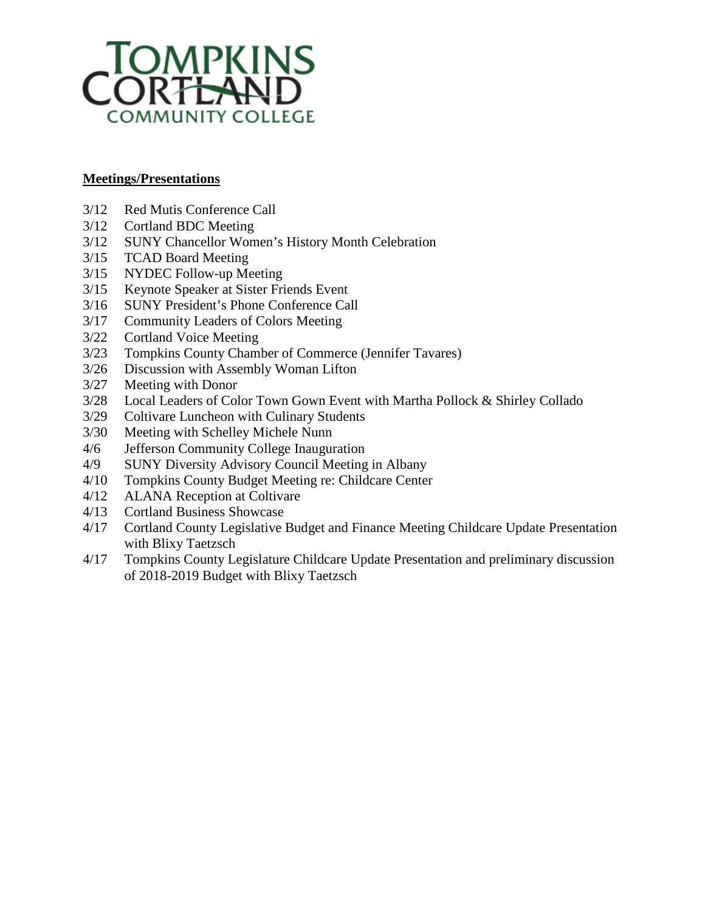TOMPKINS CORTLAND COMMUNITY COLLEGE

**Meetings/Presentations**

3/12 Red Mutis Conference Call
3/12 Cortland BDC Meeting
3/12 SUNY Chancellor Women's History Month Celebration
3/15 TCAD Board Meeting
3/15 NYDEC Follow-up Meeting
3/15 Keynote Speaker at Sister Friends Event
3/16 SUNY President's Phone Conference Call
3/17 Community Leaders of Colors Meeting
3/22 Cortland Voice Meeting
3/23 Tompkins County Chamber of Commerce (Jennifer Tavares)
3/26 Discussion with Assembly Woman Lifton
3/27 Meeting with Donor
3/28 Local Leaders of Color Town Gown Event with Martha Pollock & Shirley Collado
3/29 Coltivare Luncheon with Culinary Students
3/30 Meeting with Schelley Michele Nunn
4/6 Jefferson Community College Inauguration
4/9 SUNY Diversity Advisory Council Meeting in Albany
4/10 Tompkins County Budget Meeting re: Childcare Center
4/12 ALANA Reception at Coltivare
4/13 Cortland Business Showcase
4/17 Cortland County Legislative Budget and Finance Meeting Childcare Update Presentation with Blixy Taetzsch
4/17 Tompkins County Legislature Childcare Update Presentation and preliminary discussion of 2018-2019 Budget with Blixy Taetzsch